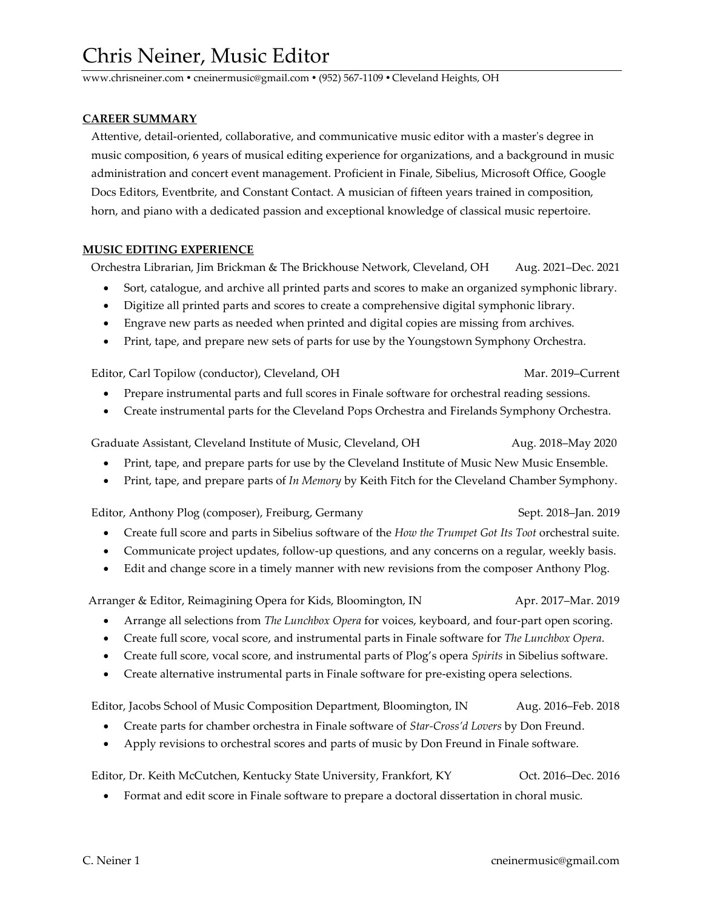# Chris Neiner, Music Editor

www.chrisneiner.com • cneinermusic@gmail.com • (952) 567-1109 • Cleveland Heights, OH

## CAREER SUMMARY

Attentive, detail-oriented, collaborative, and communicative music editor with a master's degree in music composition, 6 years of musical editing experience for organizations, and a background in music administration and concert event management. Proficient in Finale, Sibelius, Microsoft Office, Google Docs Editors, Eventbrite, and Constant Contact. A musician of fifteen years trained in composition, horn, and piano with a dedicated passion and exceptional knowledge of classical music repertoire.

## MUSIC EDITING EXPERIENCE

Orchestra Librarian, Jim Brickman & The Brickhouse Network, Cleveland, OH — Aug. 2021–Dec. 2021

- Sort, catalogue, and archive all printed parts and scores to make an organized symphonic library.
- Digitize all printed parts and scores to create a comprehensive digital symphonic library.
- Engrave new parts as needed when printed and digital copies are missing from archives.
- Print, tape, and prepare new sets of parts for use by the Youngstown Symphony Orchestra.

Editor, Carl Topilow (conductor), Cleveland, OH — Mar. 2019–Current

- Prepare instrumental parts and full scores in Finale software for orchestral reading sessions.
- Create instrumental parts for the Cleveland Pops Orchestra and Firelands Symphony Orchestra.

Graduate Assistant, Cleveland Institute of Music, Cleveland, OH — Aug. 2018–May 2020

- Print, tape, and prepare parts for use by the Cleveland Institute of Music New Music Ensemble.
- Print, tape, and prepare parts of *In Memory* by Keith Fitch for the Cleveland Chamber Symphony.

Editor, Anthony Plog (composer), Freiburg, Germany — Sept. 2018–Jan. 2019

- Create full score and parts in Sibelius software of the *How the Trumpet Got Its Toot* orchestral suite.
- Communicate project updates, follow-up questions, and any concerns on a regular, weekly basis.
- Edit and change score in a timely manner with new revisions from the composer Anthony Plog.

Arranger & Editor, Reimagining Opera for Kids, Bloomington, IN — Apr. 2017–Mar. 2019

- Arrange all selections from *The Lunchbox Opera* for voices, keyboard, and four-part open scoring.
- Create full score, vocal score, and instrumental parts in Finale software for *The Lunchbox Opera*.
- Create full score, vocal score, and instrumental parts of Plog's opera *Spirits* in Sibelius software.
- Create alternative instrumental parts in Finale software for pre-existing opera selections.

Editor, Jacobs School of Music Composition Department, Bloomington, IN — Aug. 2016–Feb. 2018

- Create parts for chamber orchestra in Finale software of *Star-Cross'd Lovers* by Don Freund.
- Apply revisions to orchestral scores and parts of music by Don Freund in Finale software.

Editor, Dr. Keith McCutchen, Kentucky State University, Frankfort, KY — Oct. 2016–Dec. 2016

- Format and edit score in Finale software to prepare a doctoral dissertation in choral music.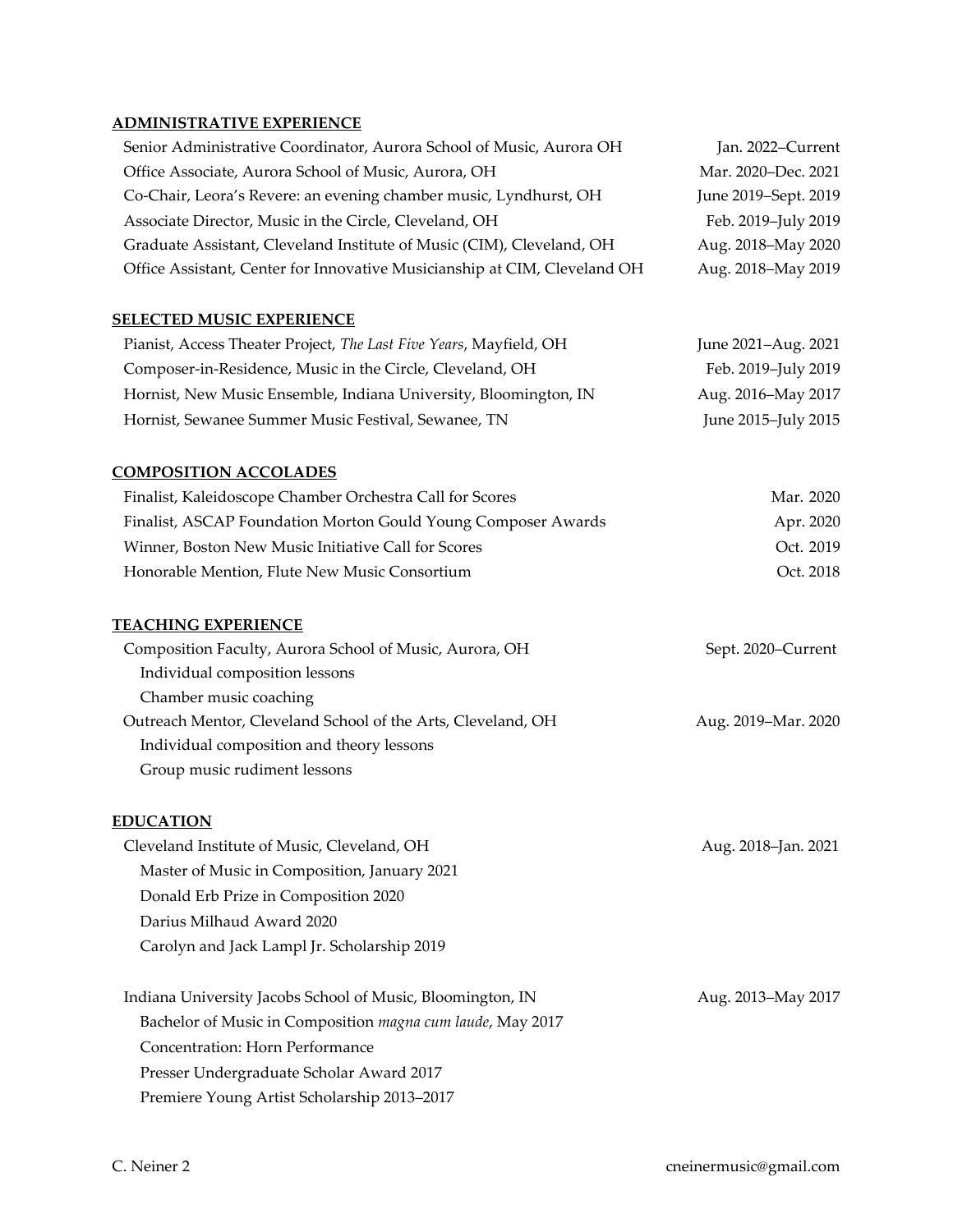## ADMINISTRATIVE EXPERIENCE

| | |
|---|---|
| Senior Administrative Coordinator, Aurora School of Music, Aurora OH | Jan. 2022–Current |
| Office Associate, Aurora School of Music, Aurora, OH | Mar. 2020–Dec. 2021 |
| Co-Chair, Leora's Revere: an evening chamber music, Lyndhurst, OH | June 2019–Sept. 2019 |
| Associate Director, Music in the Circle, Cleveland, OH | Feb. 2019–July 2019 |
| Graduate Assistant, Cleveland Institute of Music (CIM), Cleveland, OH | Aug. 2018–May 2020 |
| Office Assistant, Center for Innovative Musicianship at CIM, Cleveland OH | Aug. 2018–May 2019 |

## SELECTED MUSIC EXPERIENCE

| | |
|---|---|
| Pianist, Access Theater Project, *The Last Five Years*, Mayfield, OH | June 2021–Aug. 2021 |
| Composer-in-Residence, Music in the Circle, Cleveland, OH | Feb. 2019–July 2019 |
| Hornist, New Music Ensemble, Indiana University, Bloomington, IN | Aug. 2016–May 2017 |
| Hornist, Sewanee Summer Music Festival, Sewanee, TN | June 2015–July 2015 |

## COMPOSITION ACCOLADES

| | |
|---|---|
| Finalist, Kaleidoscope Chamber Orchestra Call for Scores | Mar. 2020 |
| Finalist, ASCAP Foundation Morton Gould Young Composer Awards | Apr. 2020 |
| Winner, Boston New Music Initiative Call for Scores | Oct. 2019 |
| Honorable Mention, Flute New Music Consortium | Oct. 2018 |

## TEACHING EXPERIENCE

Composition Faculty, Aurora School of Music, Aurora, OH — Sept. 2020–Current
- Individual composition lessons
- Chamber music coaching

Outreach Mentor, Cleveland School of the Arts, Cleveland, OH — Aug. 2019–Mar. 2020
- Individual composition and theory lessons
- Group music rudiment lessons

## EDUCATION

Cleveland Institute of Music, Cleveland, OH — Aug. 2018–Jan. 2021
- Master of Music in Composition, January 2021
- Donald Erb Prize in Composition 2020
- Darius Milhaud Award 2020
- Carolyn and Jack Lampl Jr. Scholarship 2019

Indiana University Jacobs School of Music, Bloomington, IN — Aug. 2013–May 2017
- Bachelor of Music in Composition *magna cum laude*, May 2017
- Concentration: Horn Performance
- Presser Undergraduate Scholar Award 2017
- Premiere Young Artist Scholarship 2013–2017